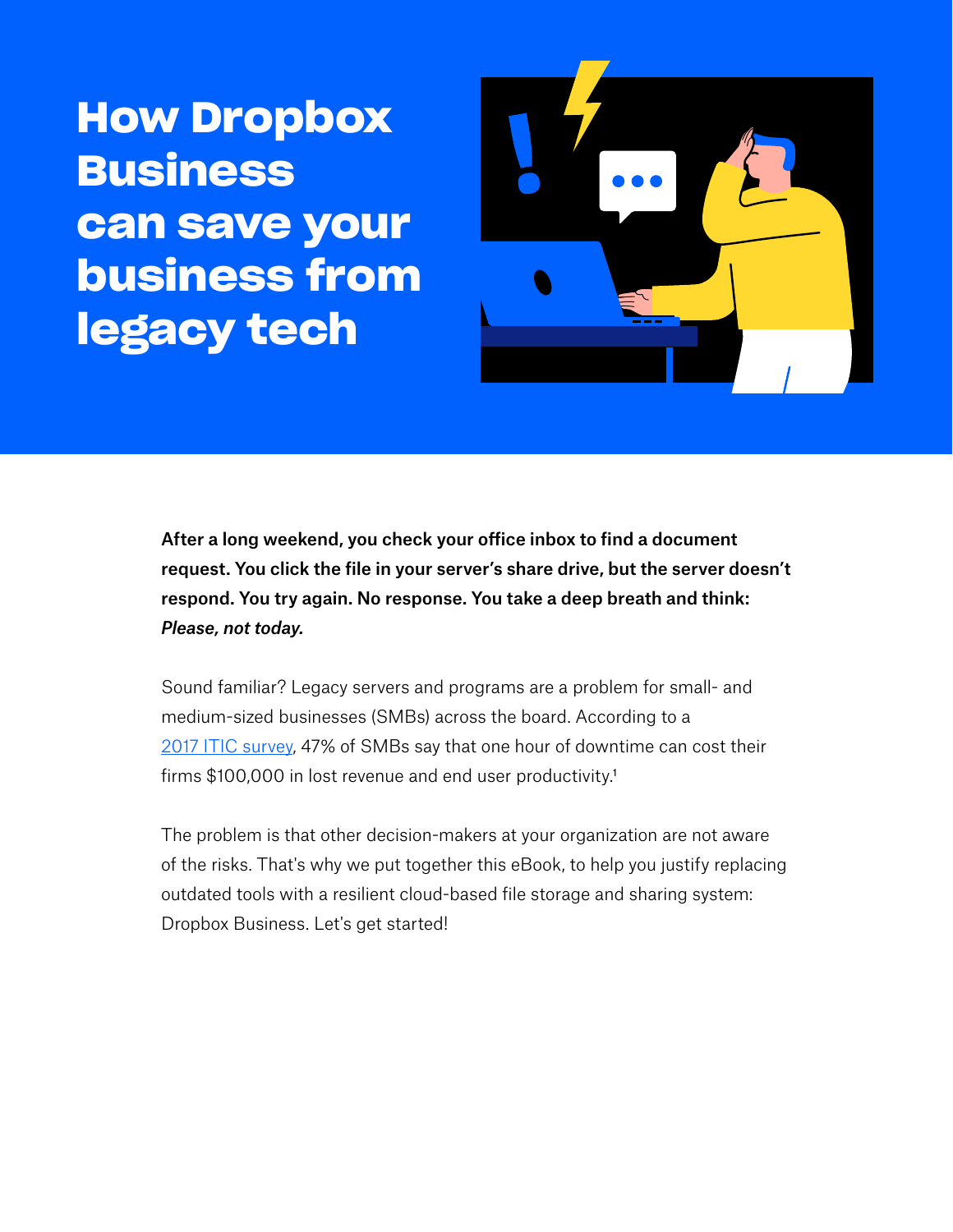# How Dropbox Business can save your business from legacy tech

**After a long weekend, you check your office inbox to find a document request. You click the file in your server's share drive, but the server doesn't respond. You try again. No response. You take a deep breath and think: *Please, not today.***

Sound familiar? Legacy servers and programs are a problem for small- and medium-sized businesses (SMBs) across the board. According to a 2017 ITIC survey, 47% of SMBs say that one hour of downtime can cost their firms $100,000 in lost revenue and end user productivity.[1]

The problem is that other decision-makers at your organization are not aware of the risks. That's why we put together this eBook, to help you justify replacing outdated tools with a resilient cloud-based file storage and sharing system: Dropbox Business. Let's get started!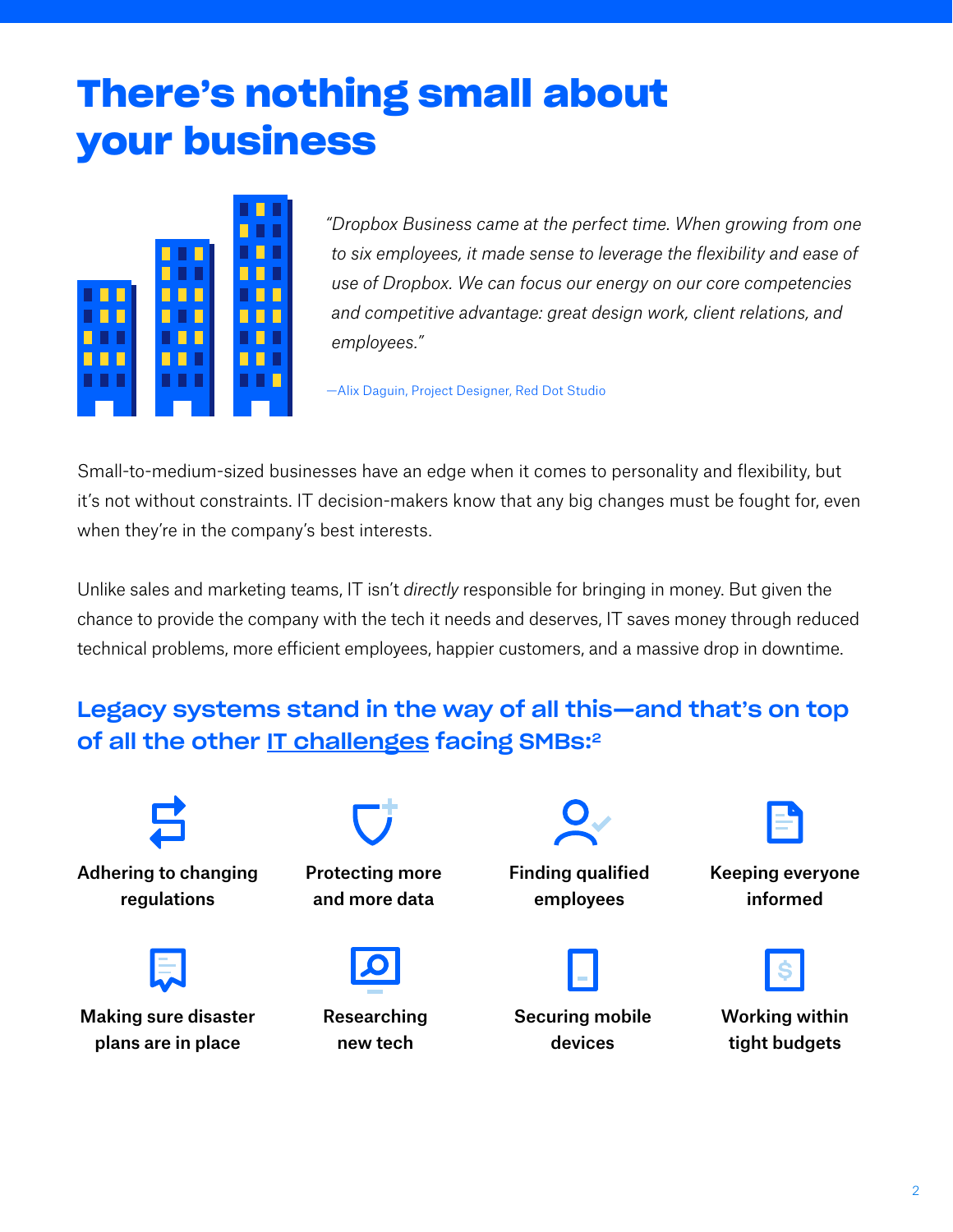# There's nothing small about your business

*"Dropbox Business came at the perfect time. When growing from one to six employees, it made sense to leverage the flexibility and ease of use of Dropbox. We can focus our energy on our core competencies and competitive advantage: great design work, client relations, and employees."*

—Alix Daguin, Project Designer, Red Dot Studio

Small-to-medium-sized businesses have an edge when it comes to personality and flexibility, but it's not without constraints. IT decision-makers know that any big changes must be fought for, even when they're in the company's best interests.

Unlike sales and marketing teams, IT isn't *directly* responsible for bringing in money. But given the chance to provide the company with the tech it needs and deserves, IT saves money through reduced technical problems, more efficient employees, happier customers, and a massive drop in downtime.

## Legacy systems stand in the way of all this—and that's on top of all the other IT challenges facing SMBs:[2]

- **Adhering to changing regulations**
- **Protecting more and more data**
- **Finding qualified employees**
- **Keeping everyone informed**
- **Making sure disaster plans are in place**
- **Researching new tech**
- **Securing mobile devices**
- **Working within tight budgets**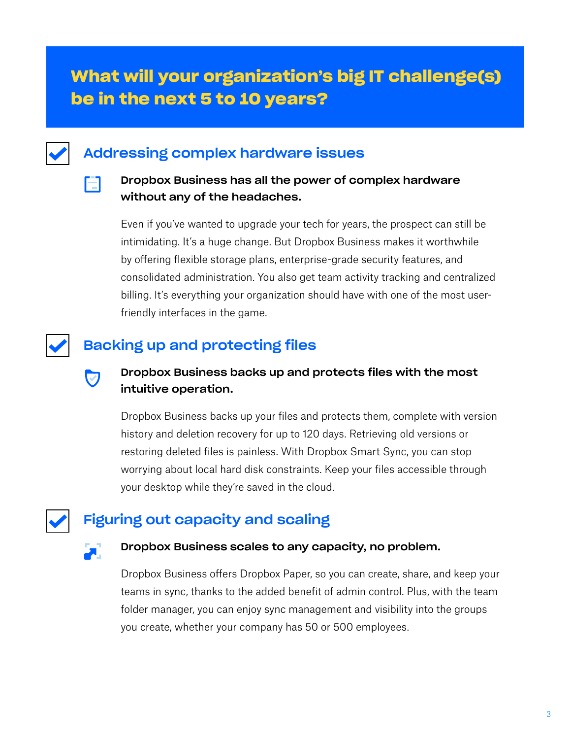## What will your organization's big IT challenge(s) be in the next 5 to 10 years?

### Addressing complex hardware issues

**Dropbox Business has all the power of complex hardware without any of the headaches.**

Even if you've wanted to upgrade your tech for years, the prospect can still be intimidating. It's a huge change. But Dropbox Business makes it worthwhile by offering flexible storage plans, enterprise-grade security features, and consolidated administration. You also get team activity tracking and centralized billing. It's everything your organization should have with one of the most user-friendly interfaces in the game.

### Backing up and protecting files

**Dropbox Business backs up and protects files with the most intuitive operation.**

Dropbox Business backs up your files and protects them, complete with version history and deletion recovery for up to 120 days. Retrieving old versions or restoring deleted files is painless. With Dropbox Smart Sync, you can stop worrying about local hard disk constraints. Keep your files accessible through your desktop while they're saved in the cloud.

### Figuring out capacity and scaling

**Dropbox Business scales to any capacity, no problem.**

Dropbox Business offers Dropbox Paper, so you can create, share, and keep your teams in sync, thanks to the added benefit of admin control. Plus, with the team folder manager, you can enjoy sync management and visibility into the groups you create, whether your company has 50 or 500 employees.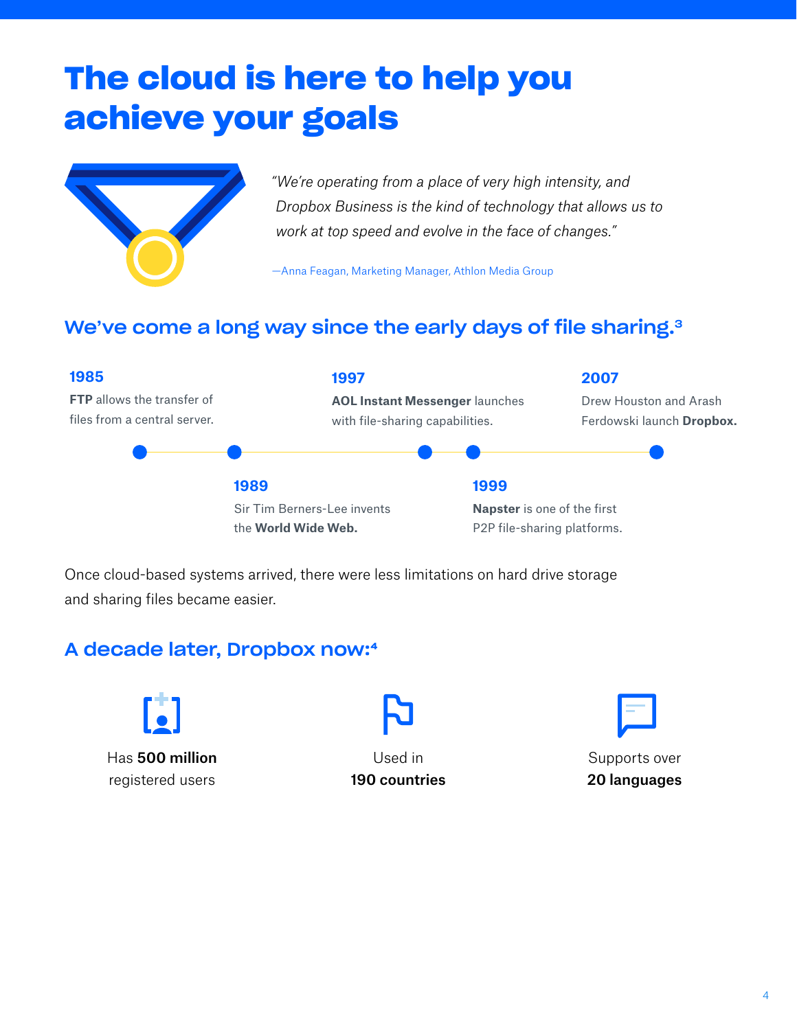# The cloud is here to help you achieve your goals

*"We're operating from a place of very high intensity, and Dropbox Business is the kind of technology that allows us to work at top speed and evolve in the face of changes."*

—Anna Feagan, Marketing Manager, Athlon Media Group

## We've come a long way since the early days of file sharing.[3]

**1985**
**FTP** allows the transfer of files from a central server.

**1989**
Sir Tim Berners-Lee invents the **World Wide Web.**

**1997**
**AOL Instant Messenger** launches with file-sharing capabilities.

**1999**
**Napster** is one of the first P2P file-sharing platforms.

**2007**
Drew Houston and Arash Ferdowski launch **Dropbox.**

Once cloud-based systems arrived, there were less limitations on hard drive storage and sharing files became easier.

## A decade later, Dropbox now:[4]

Has **500 million** registered users

Used in **190 countries**

Supports over **20 languages**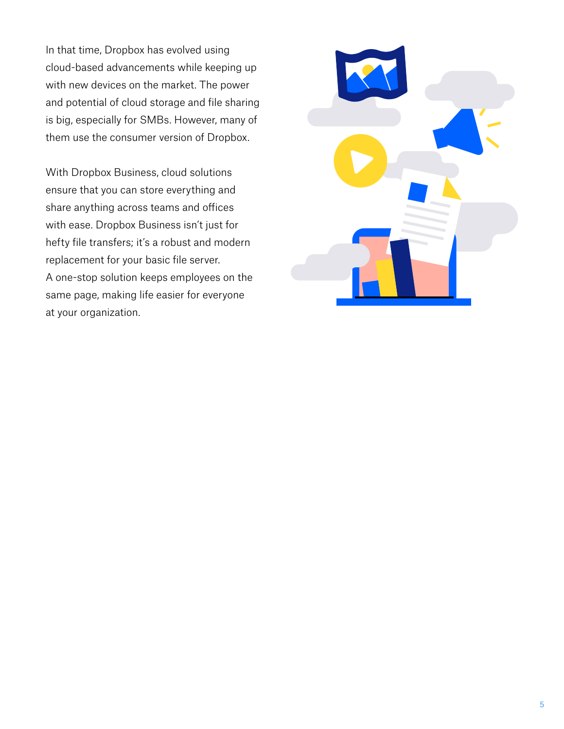In that time, Dropbox has evolved using cloud-based advancements while keeping up with new devices on the market. The power and potential of cloud storage and file sharing is big, especially for SMBs. However, many of them use the consumer version of Dropbox.

With Dropbox Business, cloud solutions ensure that you can store everything and share anything across teams and offices with ease. Dropbox Business isn't just for hefty file transfers; it's a robust and modern replacement for your basic file server. A one-stop solution keeps employees on the same page, making life easier for everyone at your organization.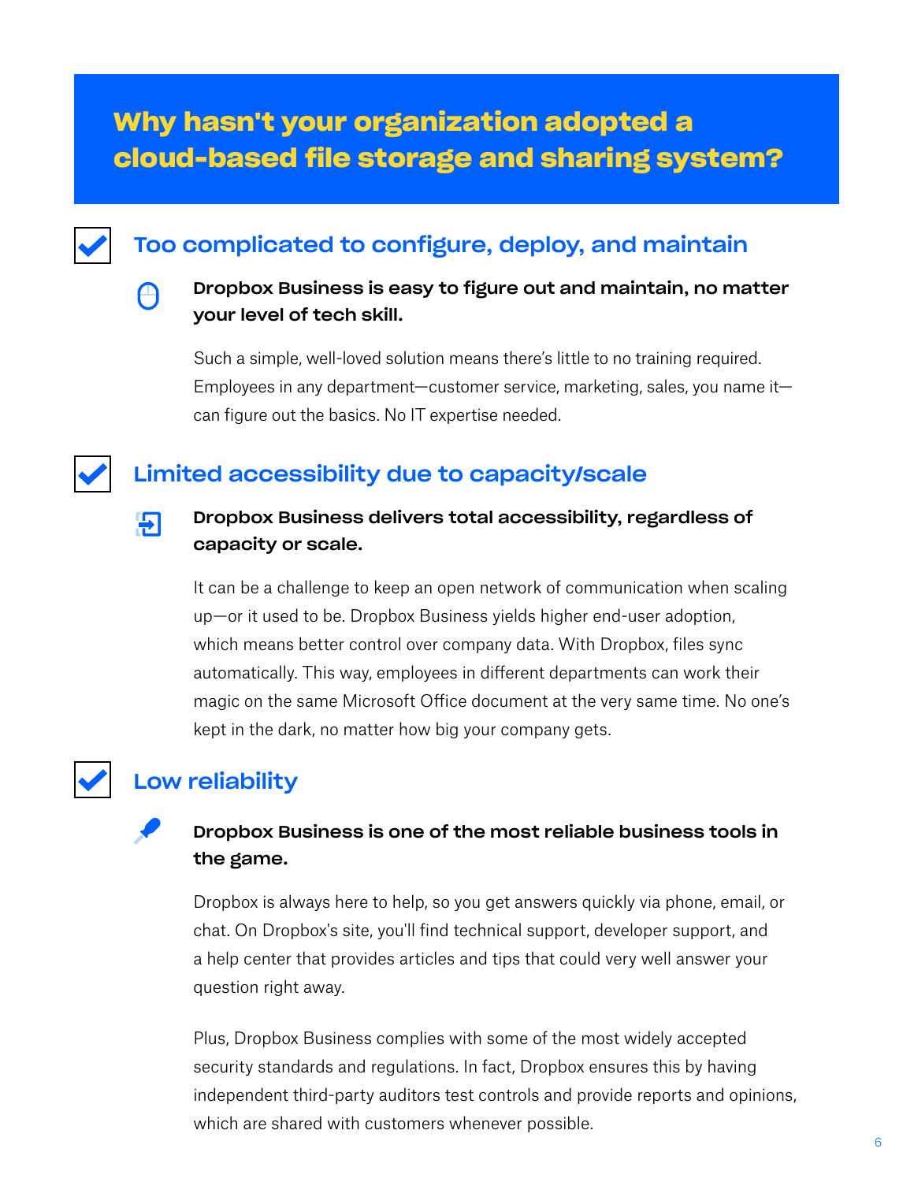# Why hasn't your organization adopted a cloud-based file storage and sharing system?

## Too complicated to configure, deploy, and maintain

**Dropbox Business is easy to figure out and maintain, no matter your level of tech skill.**

Such a simple, well-loved solution means there's little to no training required. Employees in any department—customer service, marketing, sales, you name it—can figure out the basics. No IT expertise needed.

## Limited accessibility due to capacity/scale

**Dropbox Business delivers total accessibility, regardless of capacity or scale.**

It can be a challenge to keep an open network of communication when scaling up—or it used to be. Dropbox Business yields higher end-user adoption, which means better control over company data. With Dropbox, files sync automatically. This way, employees in different departments can work their magic on the same Microsoft Office document at the very same time. No one's kept in the dark, no matter how big your company gets.

## Low reliability

**Dropbox Business is one of the most reliable business tools in the game.**

Dropbox is always here to help, so you get answers quickly via phone, email, or chat. On Dropbox's site, you'll find technical support, developer support, and a help center that provides articles and tips that could very well answer your question right away.

Plus, Dropbox Business complies with some of the most widely accepted security standards and regulations. In fact, Dropbox ensures this by having independent third-party auditors test controls and provide reports and opinions, which are shared with customers whenever possible.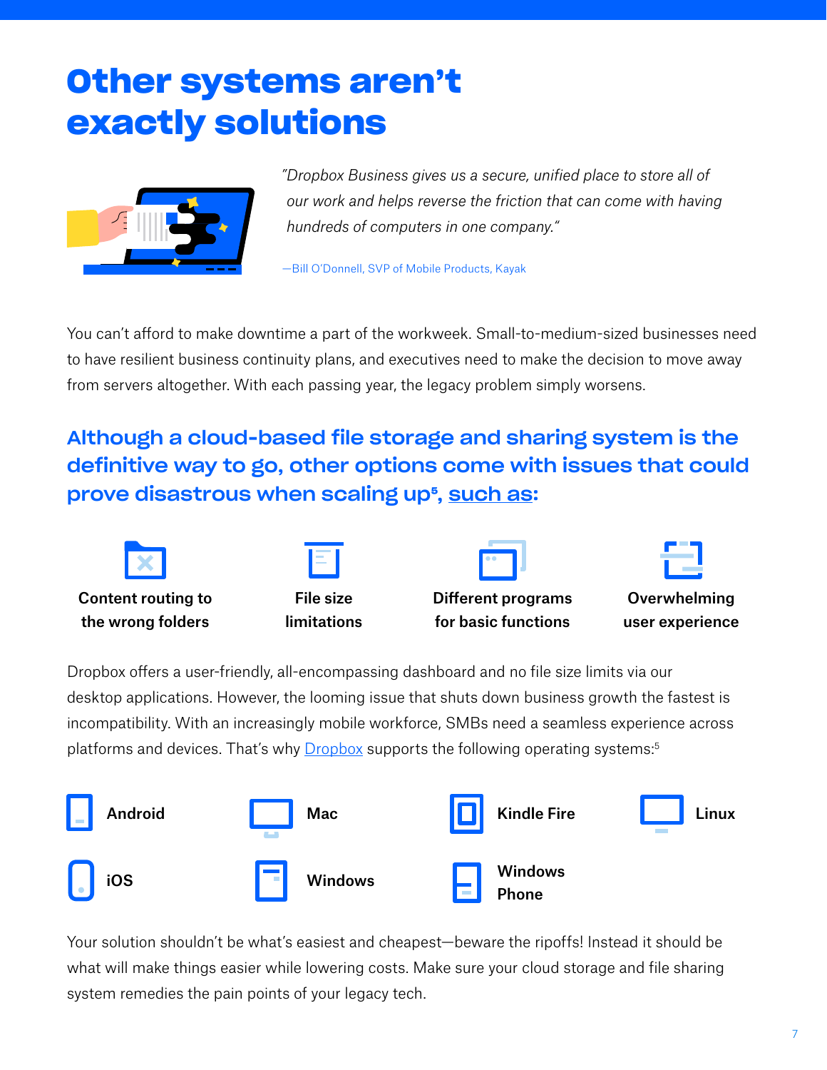# Other systems aren't exactly solutions

*"Dropbox Business gives us a secure, unified place to store all of our work and helps reverse the friction that can come with having hundreds of computers in one company."*

—Bill O'Donnell, SVP of Mobile Products, Kayak

You can't afford to make downtime a part of the workweek. Small-to-medium-sized businesses need to have resilient business continuity plans, and executives need to make the decision to move away from servers altogether. With each passing year, the legacy problem simply worsens.

## Although a cloud-based file storage and sharing system is the definitive way to go, other options come with issues that could prove disastrous when scaling up[5], such as:

- **Content routing to the wrong folders**
- **File size limitations**
- **Different programs for basic functions**
- **Overwhelming user experience**

Dropbox offers a user-friendly, all-encompassing dashboard and no file size limits via our desktop applications. However, the looming issue that shuts down business growth the fastest is incompatibility. With an increasingly mobile workforce, SMBs need a seamless experience across platforms and devices. That's why Dropbox supports the following operating systems:[5]

- **Android**
- **Mac**
- **Kindle Fire**
- **Linux**
- **iOS**
- **Windows**
- **Windows Phone**

Your solution shouldn't be what's easiest and cheapest—beware the ripoffs! Instead it should be what will make things easier while lowering costs. Make sure your cloud storage and file sharing system remedies the pain points of your legacy tech.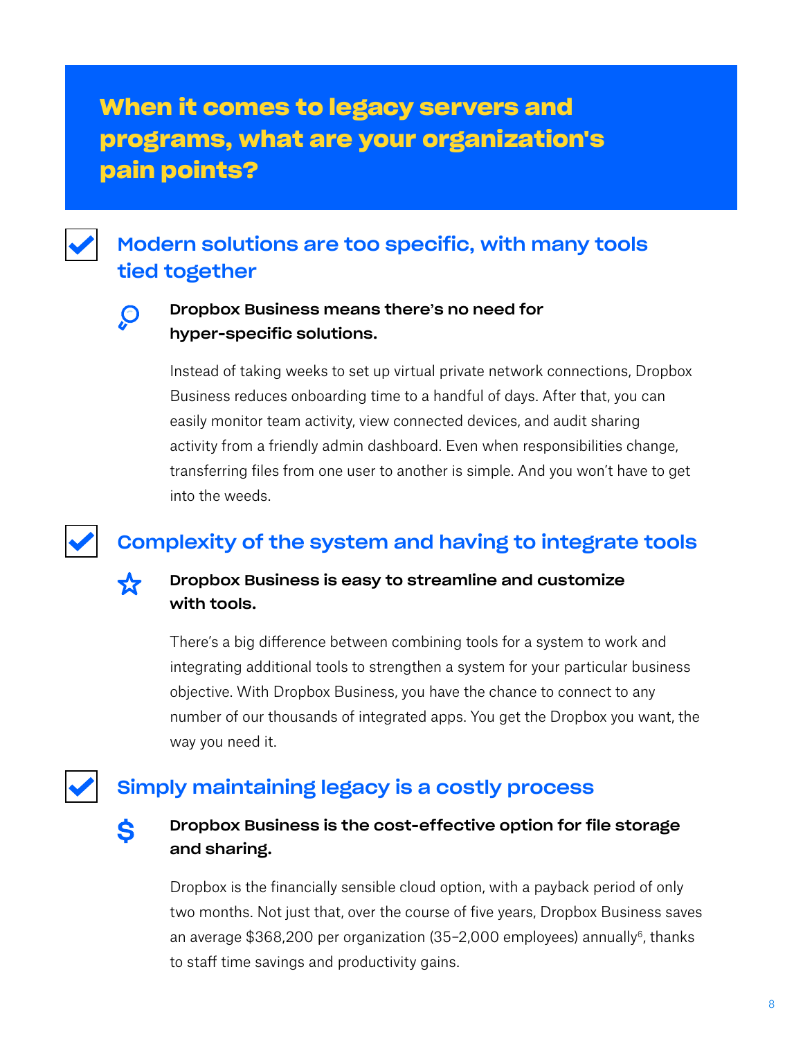## When it comes to legacy servers and programs, what are your organization's pain points?

### Modern solutions are too specific, with many tools tied together

**Dropbox Business means there's no need for hyper-specific solutions.**

Instead of taking weeks to set up virtual private network connections, Dropbox Business reduces onboarding time to a handful of days. After that, you can easily monitor team activity, view connected devices, and audit sharing activity from a friendly admin dashboard. Even when responsibilities change, transferring files from one user to another is simple. And you won't have to get into the weeds.

### Complexity of the system and having to integrate tools

**Dropbox Business is easy to streamline and customize with tools.**

There's a big difference between combining tools for a system to work and integrating additional tools to strengthen a system for your particular business objective. With Dropbox Business, you have the chance to connect to any number of our thousands of integrated apps. You get the Dropbox you want, the way you need it.

### Simply maintaining legacy is a costly process

**Dropbox Business is the cost-effective option for file storage and sharing.**

Dropbox is the financially sensible cloud option, with a payback period of only two months. Not just that, over the course of five years, Dropbox Business saves an average $368,200 per organization (35–2,000 employees) annually[6], thanks to staff time savings and productivity gains.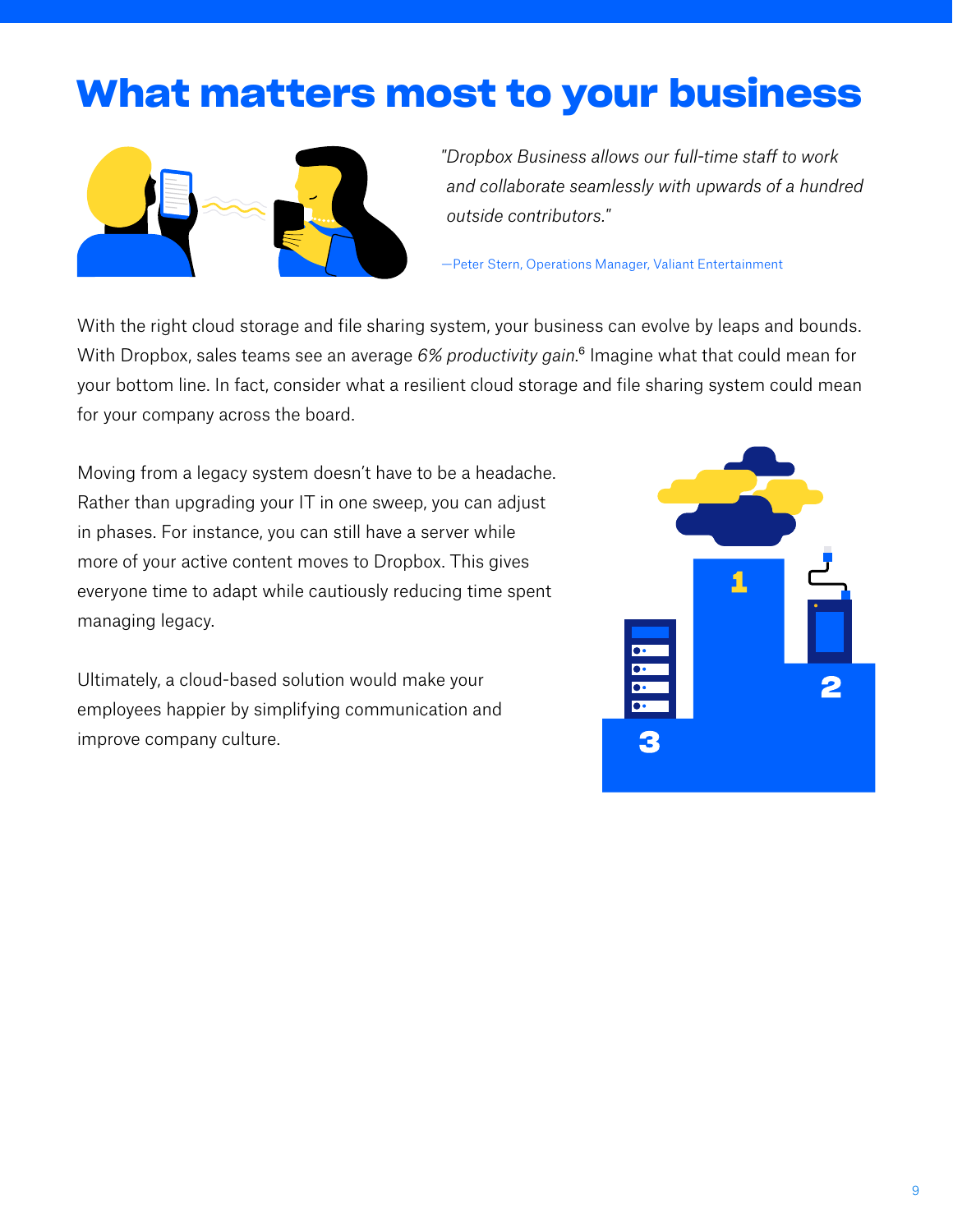# What matters most to your business

*"Dropbox Business allows our full-time staff to work and collaborate seamlessly with upwards of a hundred outside contributors."*

—Peter Stern, Operations Manager, Valiant Entertainment

With the right cloud storage and file sharing system, your business can evolve by leaps and bounds. With Dropbox, sales teams see an average *6% productivity gain*.[6] Imagine what that could mean for your bottom line. In fact, consider what a resilient cloud storage and file sharing system could mean for your company across the board.

Moving from a legacy system doesn't have to be a headache. Rather than upgrading your IT in one sweep, you can adjust in phases. For instance, you can still have a server while more of your active content moves to Dropbox. This gives everyone time to adapt while cautiously reducing time spent managing legacy.

Ultimately, a cloud-based solution would make your employees happier by simplifying communication and improve company culture.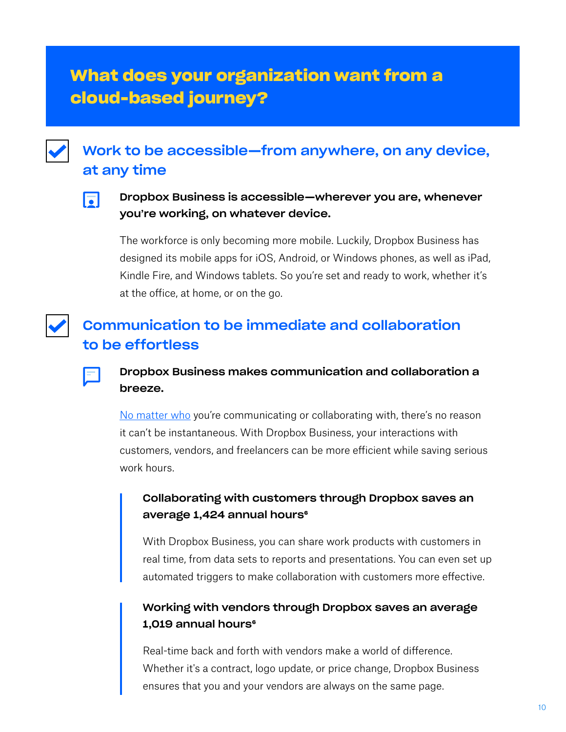# What does your organization want from a cloud-based journey?

## Work to be accessible—from anywhere, on any device, at any time

**Dropbox Business is accessible—wherever you are, whenever you're working, on whatever device.**

The workforce is only becoming more mobile. Luckily, Dropbox Business has designed its mobile apps for iOS, Android, or Windows phones, as well as iPad, Kindle Fire, and Windows tablets. So you're set and ready to work, whether it's at the office, at home, or on the go.

## Communication to be immediate and collaboration to be effortless

**Dropbox Business makes communication and collaboration a breeze.**

No matter who you're communicating or collaborating with, there's no reason it can't be instantaneous. With Dropbox Business, your interactions with customers, vendors, and freelancers can be more efficient while saving serious work hours.

> **Collaborating with customers through Dropbox saves an average 1,424 annual hours[6]**
>
> With Dropbox Business, you can share work products with customers in real time, from data sets to reports and presentations. You can even set up automated triggers to make collaboration with customers more effective.

> **Working with vendors through Dropbox saves an average 1,019 annual hours[6]**
>
> Real-time back and forth with vendors make a world of difference. Whether it's a contract, logo update, or price change, Dropbox Business ensures that you and your vendors are always on the same page.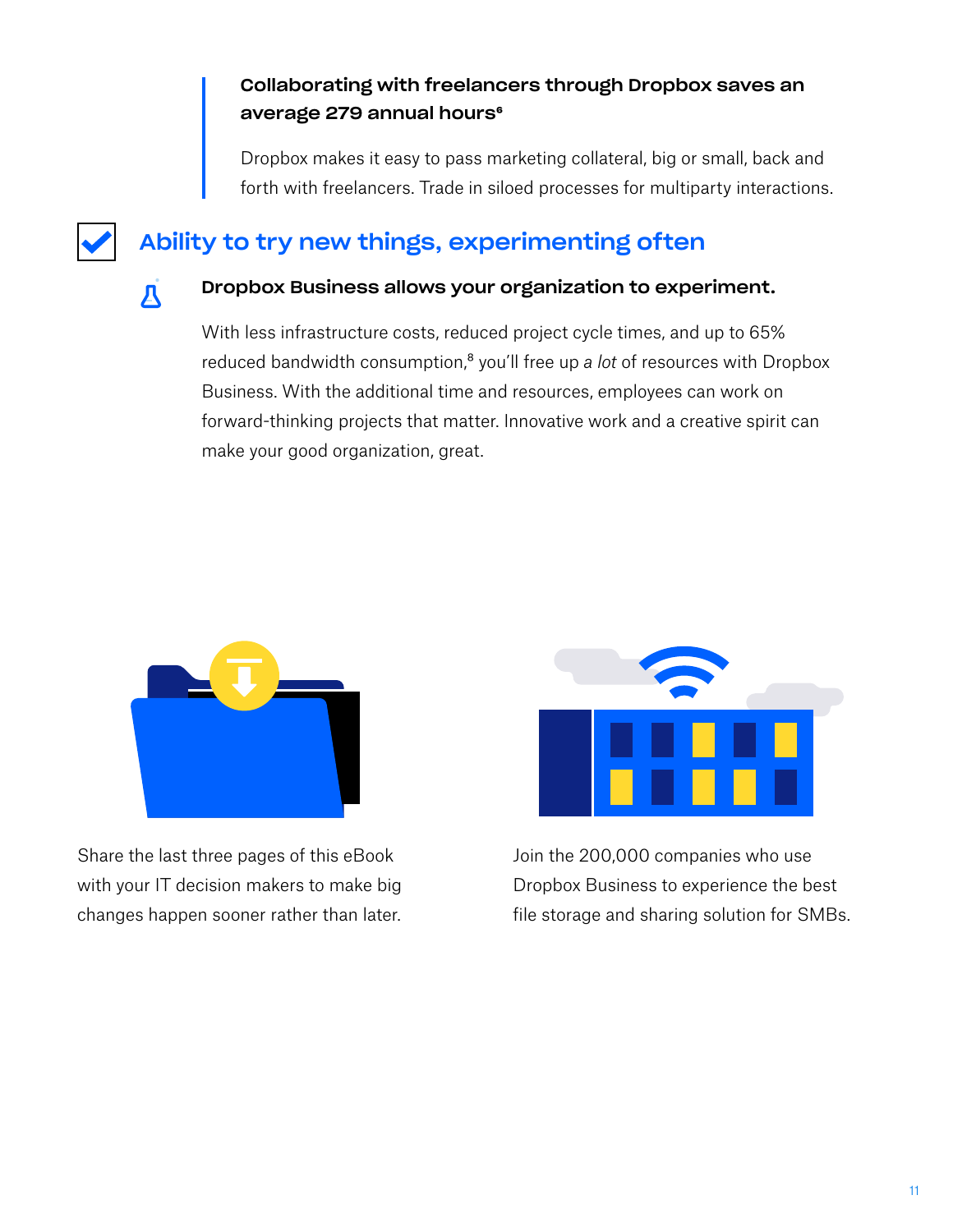**Collaborating with freelancers through Dropbox saves an average 279 annual hours[6]**

Dropbox makes it easy to pass marketing collateral, big or small, back and forth with freelancers. Trade in siloed processes for multiparty interactions.

## Ability to try new things, experimenting often

**Dropbox Business allows your organization to experiment.**

With less infrastructure costs, reduced project cycle times, and up to 65% reduced bandwidth consumption,[8] you'll free up *a lot* of resources with Dropbox Business. With the additional time and resources, employees can work on forward-thinking projects that matter. Innovative work and a creative spirit can make your good organization, great.

Share the last three pages of this eBook with your IT decision makers to make big changes happen sooner rather than later.

Join the 200,000 companies who use Dropbox Business to experience the best file storage and sharing solution for SMBs.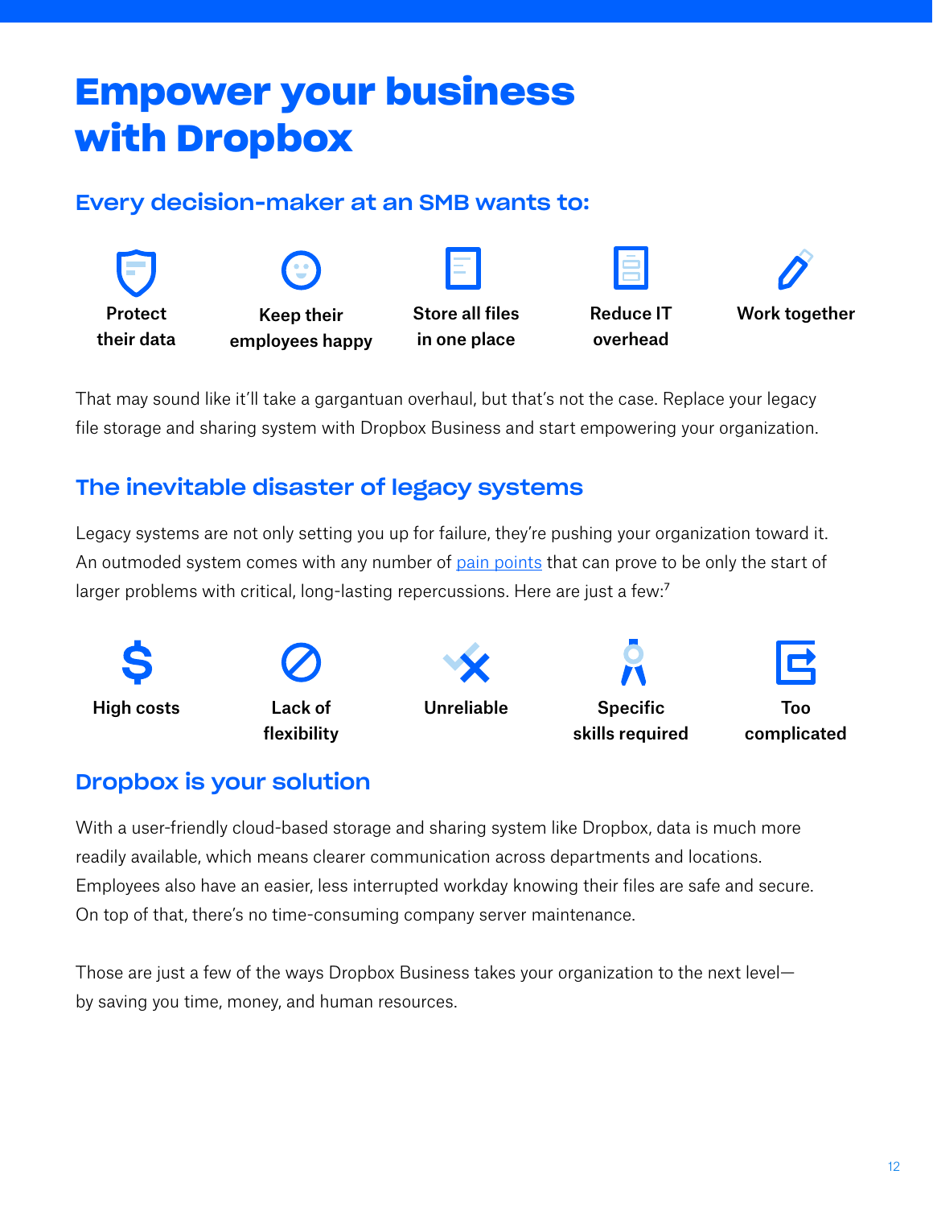# Empower your business with Dropbox

## Every decision-maker at an SMB wants to:

- Protect their data
- Keep their employees happy
- Store all files in one place
- Reduce IT overhead
- Work together

That may sound like it'll take a gargantuan overhaul, but that's not the case. Replace your legacy file storage and sharing system with Dropbox Business and start empowering your organization.

## The inevitable disaster of legacy systems

Legacy systems are not only setting you up for failure, they're pushing your organization toward it. An outmoded system comes with any number of pain points that can prove to be only the start of larger problems with critical, long-lasting repercussions. Here are just a few:[7]

- High costs
- Lack of flexibility
- Unreliable
- Specific skills required
- Too complicated

## Dropbox is your solution

With a user-friendly cloud-based storage and sharing system like Dropbox, data is much more readily available, which means clearer communication across departments and locations. Employees also have an easier, less interrupted workday knowing their files are safe and secure. On top of that, there's no time-consuming company server maintenance.

Those are just a few of the ways Dropbox Business takes your organization to the next level—by saving you time, money, and human resources.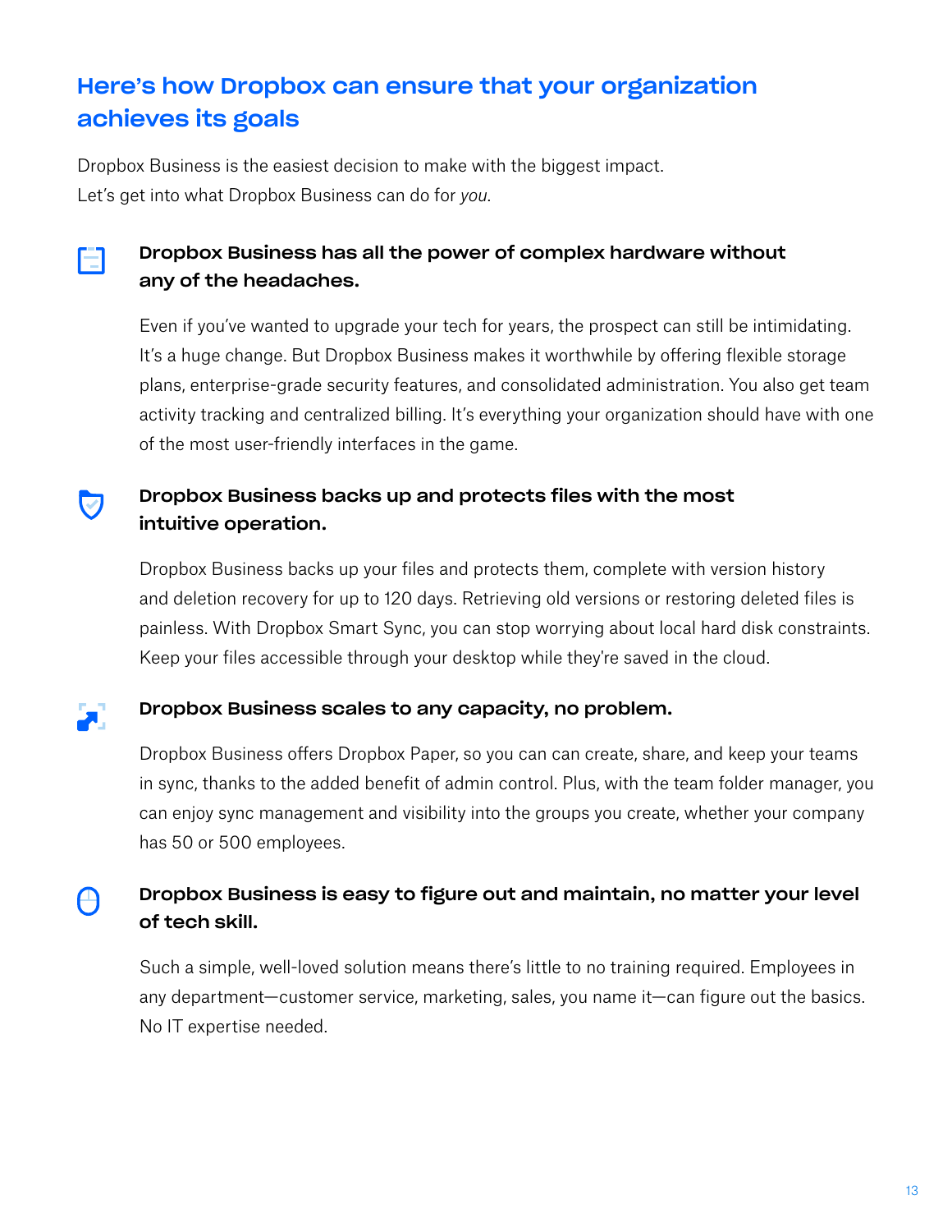## Here's how Dropbox can ensure that your organization achieves its goals

Dropbox Business is the easiest decision to make with the biggest impact.
Let's get into what Dropbox Business can do for *you*.

### Dropbox Business has all the power of complex hardware without any of the headaches.

Even if you've wanted to upgrade your tech for years, the prospect can still be intimidating. It's a huge change. But Dropbox Business makes it worthwhile by offering flexible storage plans, enterprise-grade security features, and consolidated administration. You also get team activity tracking and centralized billing. It's everything your organization should have with one of the most user-friendly interfaces in the game.

### Dropbox Business backs up and protects files with the most intuitive operation.

Dropbox Business backs up your files and protects them, complete with version history and deletion recovery for up to 120 days. Retrieving old versions or restoring deleted files is painless. With Dropbox Smart Sync, you can stop worrying about local hard disk constraints. Keep your files accessible through your desktop while they're saved in the cloud.

### Dropbox Business scales to any capacity, no problem.

Dropbox Business offers Dropbox Paper, so you can can create, share, and keep your teams in sync, thanks to the added benefit of admin control. Plus, with the team folder manager, you can enjoy sync management and visibility into the groups you create, whether your company has 50 or 500 employees.

### Dropbox Business is easy to figure out and maintain, no matter your level of tech skill.

Such a simple, well-loved solution means there's little to no training required. Employees in any department—customer service, marketing, sales, you name it—can figure out the basics. No IT expertise needed.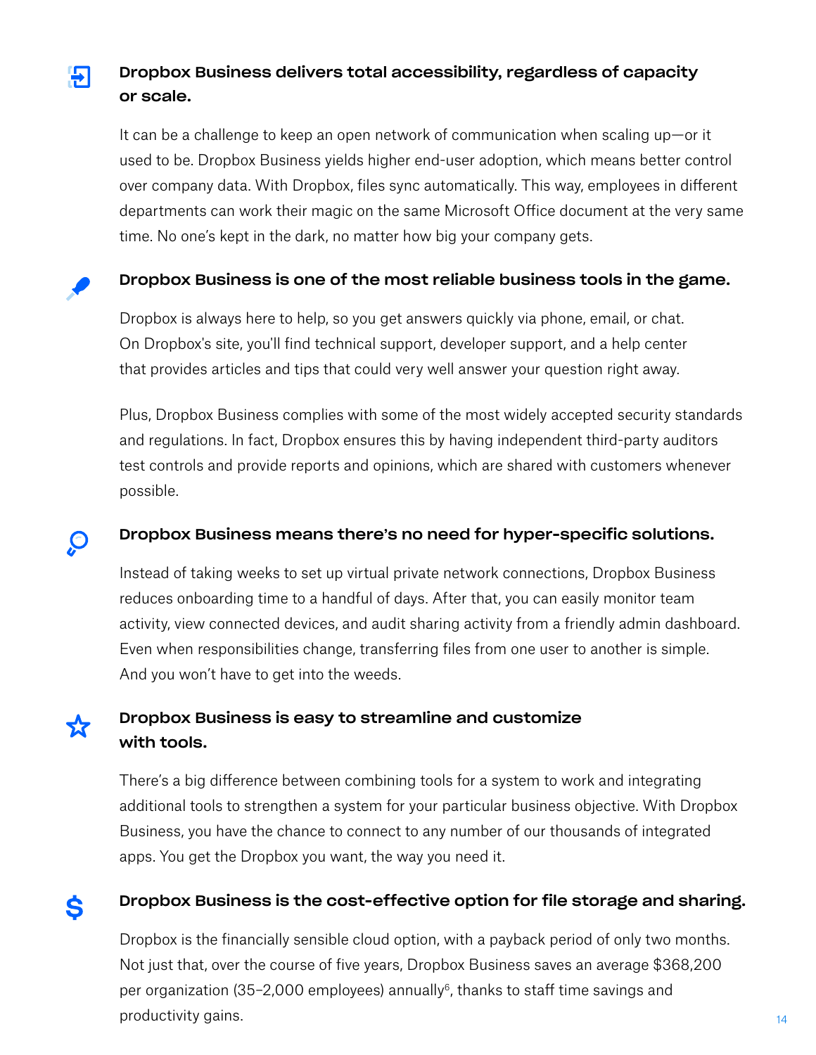### Dropbox Business delivers total accessibility, regardless of capacity or scale.

It can be a challenge to keep an open network of communication when scaling up—or it used to be. Dropbox Business yields higher end-user adoption, which means better control over company data. With Dropbox, files sync automatically. This way, employees in different departments can work their magic on the same Microsoft Office document at the very same time. No one's kept in the dark, no matter how big your company gets.

### Dropbox Business is one of the most reliable business tools in the game.

Dropbox is always here to help, so you get answers quickly via phone, email, or chat. On Dropbox's site, you'll find technical support, developer support, and a help center that provides articles and tips that could very well answer your question right away.

Plus, Dropbox Business complies with some of the most widely accepted security standards and regulations. In fact, Dropbox ensures this by having independent third-party auditors test controls and provide reports and opinions, which are shared with customers whenever possible.

### Dropbox Business means there's no need for hyper-specific solutions.

Instead of taking weeks to set up virtual private network connections, Dropbox Business reduces onboarding time to a handful of days. After that, you can easily monitor team activity, view connected devices, and audit sharing activity from a friendly admin dashboard. Even when responsibilities change, transferring files from one user to another is simple. And you won't have to get into the weeds.

### Dropbox Business is easy to streamline and customize with tools.

There's a big difference between combining tools for a system to work and integrating additional tools to strengthen a system for your particular business objective. With Dropbox Business, you have the chance to connect to any number of our thousands of integrated apps. You get the Dropbox you want, the way you need it.

### Dropbox Business is the cost-effective option for file storage and sharing.

Dropbox is the financially sensible cloud option, with a payback period of only two months. Not just that, over the course of five years, Dropbox Business saves an average $368,200 per organization (35–2,000 employees) annually[6], thanks to staff time savings and productivity gains.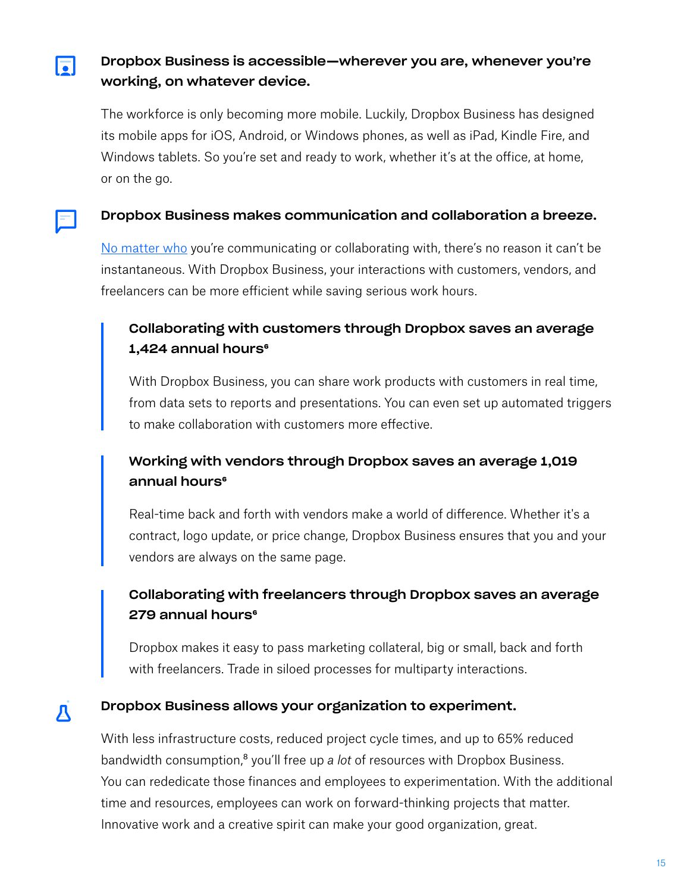### Dropbox Business is accessible—wherever you are, whenever you're working, on whatever device.

The workforce is only becoming more mobile. Luckily, Dropbox Business has designed its mobile apps for iOS, Android, or Windows phones, as well as iPad, Kindle Fire, and Windows tablets. So you're set and ready to work, whether it's at the office, at home, or on the go.

### Dropbox Business makes communication and collaboration a breeze.

No matter who you're communicating or collaborating with, there's no reason it can't be instantaneous. With Dropbox Business, your interactions with customers, vendors, and freelancers can be more efficient while saving serious work hours.

> **Collaborating with customers through Dropbox saves an average 1,424 annual hours[6]**
>
> With Dropbox Business, you can share work products with customers in real time, from data sets to reports and presentations. You can even set up automated triggers to make collaboration with customers more effective.

> **Working with vendors through Dropbox saves an average 1,019 annual hours[6]**
>
> Real-time back and forth with vendors make a world of difference. Whether it's a contract, logo update, or price change, Dropbox Business ensures that you and your vendors are always on the same page.

> **Collaborating with freelancers through Dropbox saves an average 279 annual hours[6]**
>
> Dropbox makes it easy to pass marketing collateral, big or small, back and forth with freelancers. Trade in siloed processes for multiparty interactions.

### Dropbox Business allows your organization to experiment.

With less infrastructure costs, reduced project cycle times, and up to 65% reduced bandwidth consumption,[8] you'll free up a *lot* of resources with Dropbox Business. You can rededicate those finances and employees to experimentation. With the additional time and resources, employees can work on forward-thinking projects that matter. Innovative work and a creative spirit can make your good organization, great.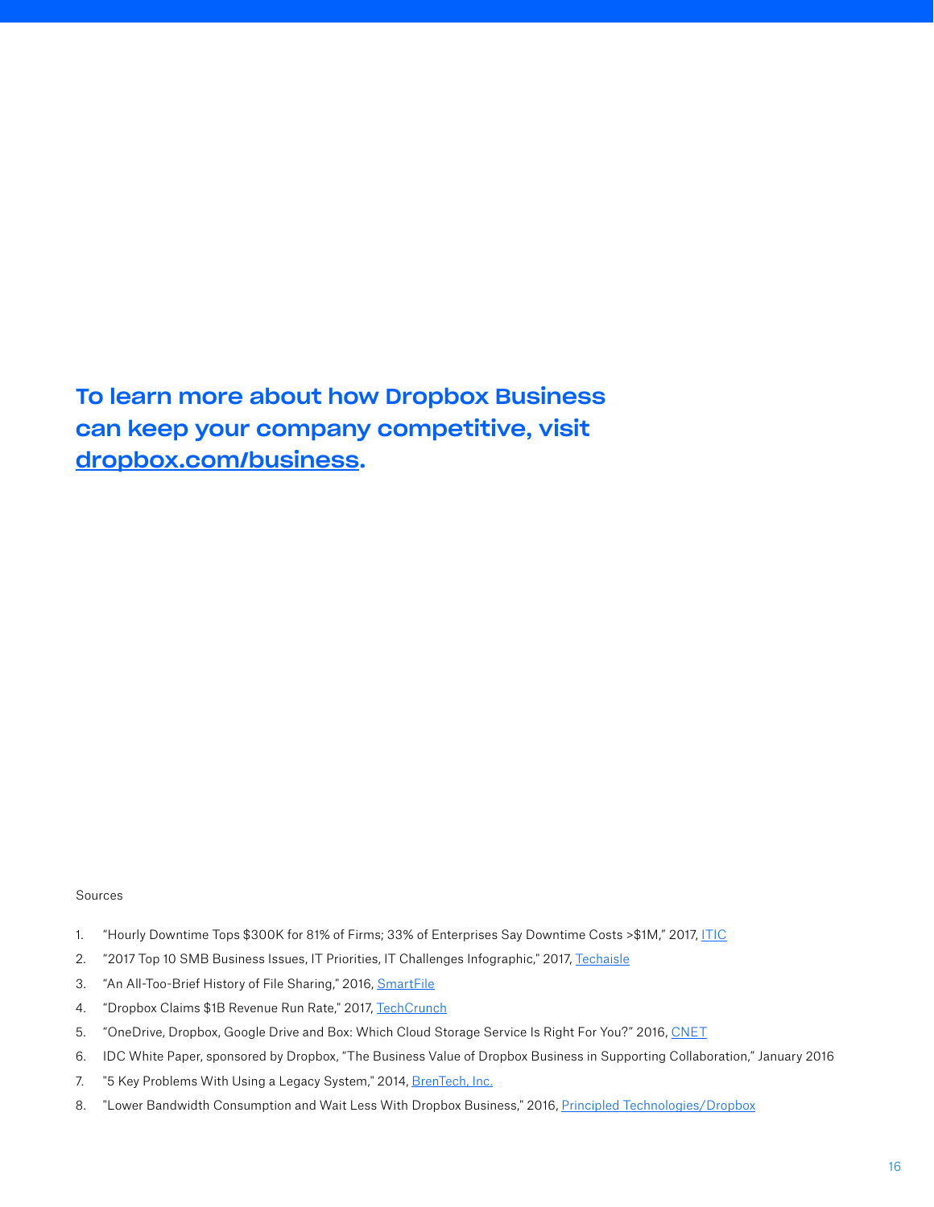**To learn more about how Dropbox Business can keep your company competitive, visit dropbox.com/business.**

Sources

1. "Hourly Downtime Tops $300K for 81% of Firms; 33% of Enterprises Say Downtime Costs >$1M," 2017, ITIC
2. "2017 Top 10 SMB Business Issues, IT Priorities, IT Challenges Infographic," 2017, Techaisle
3. "An All-Too-Brief History of File Sharing," 2016, SmartFile
4. "Dropbox Claims $1B Revenue Run Rate," 2017, TechCrunch
5. "OneDrive, Dropbox, Google Drive and Box: Which Cloud Storage Service Is Right For You?" 2016, CNET
6. IDC White Paper, sponsored by Dropbox, "The Business Value of Dropbox Business in Supporting Collaboration," January 2016
7. "5 Key Problems With Using a Legacy System," 2014, BrenTech, Inc.
8. "Lower Bandwidth Consumption and Wait Less With Dropbox Business," 2016, Principled Technologies/Dropbox